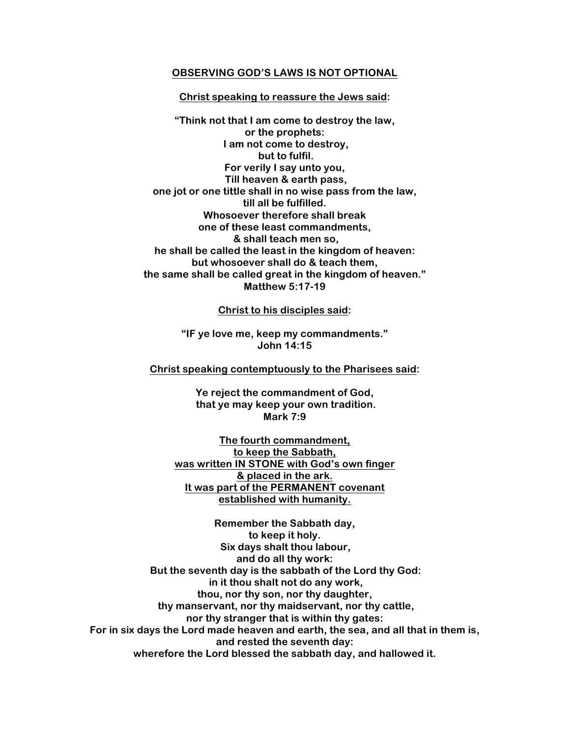# OBSERVING GOD'S LAWS IS NOT OPTIONAL

**Christ speaking to reassure the Jews said:**

**"Think not that I am come to destroy the law,**
**or the prophets:**
**I am not come to destroy,**
**but to fulfil.**
**For verily I say unto you,**
**Till heaven & earth pass,**
**one jot or one tittle shall in no wise pass from the law,**
**till all be fulfilled.**
**Whosoever therefore shall break**
**one of these least commandments,**
**& shall teach men so,**
**he shall be called the least in the kingdom of heaven:**
**but whosoever shall do & teach them,**
**the same shall be called great in the kingdom of heaven."**
**Matthew 5:17-19**

**Christ to his disciples said:**

**"IF ye love me, keep my commandments."**
**John 14:15**

**Christ speaking contemptuously to the Pharisees said:**

**Ye reject the commandment of God,**
**that ye may keep your own tradition.**
**Mark 7:9**

**The fourth commandment,**
**to keep the Sabbath,**
**was written IN STONE with God's own finger**
**& placed in the ark.**
**It was part of the PERMANENT covenant**
**established with humanity.**

**Remember the Sabbath day,**
**to keep it holy.**
**Six days shalt thou labour,**
**and do all thy work:**
**But the seventh day is the sabbath of the Lord thy God:**
**in it thou shalt not do any work,**
**thou, nor thy son, nor thy daughter,**
**thy manservant, nor thy maidservant, nor thy cattle,**
**nor thy stranger that is within thy gates:**
**For in six days the Lord made heaven and earth, the sea, and all that in them is,**
**and rested the seventh day:**
**wherefore the Lord blessed the sabbath day, and hallowed it.**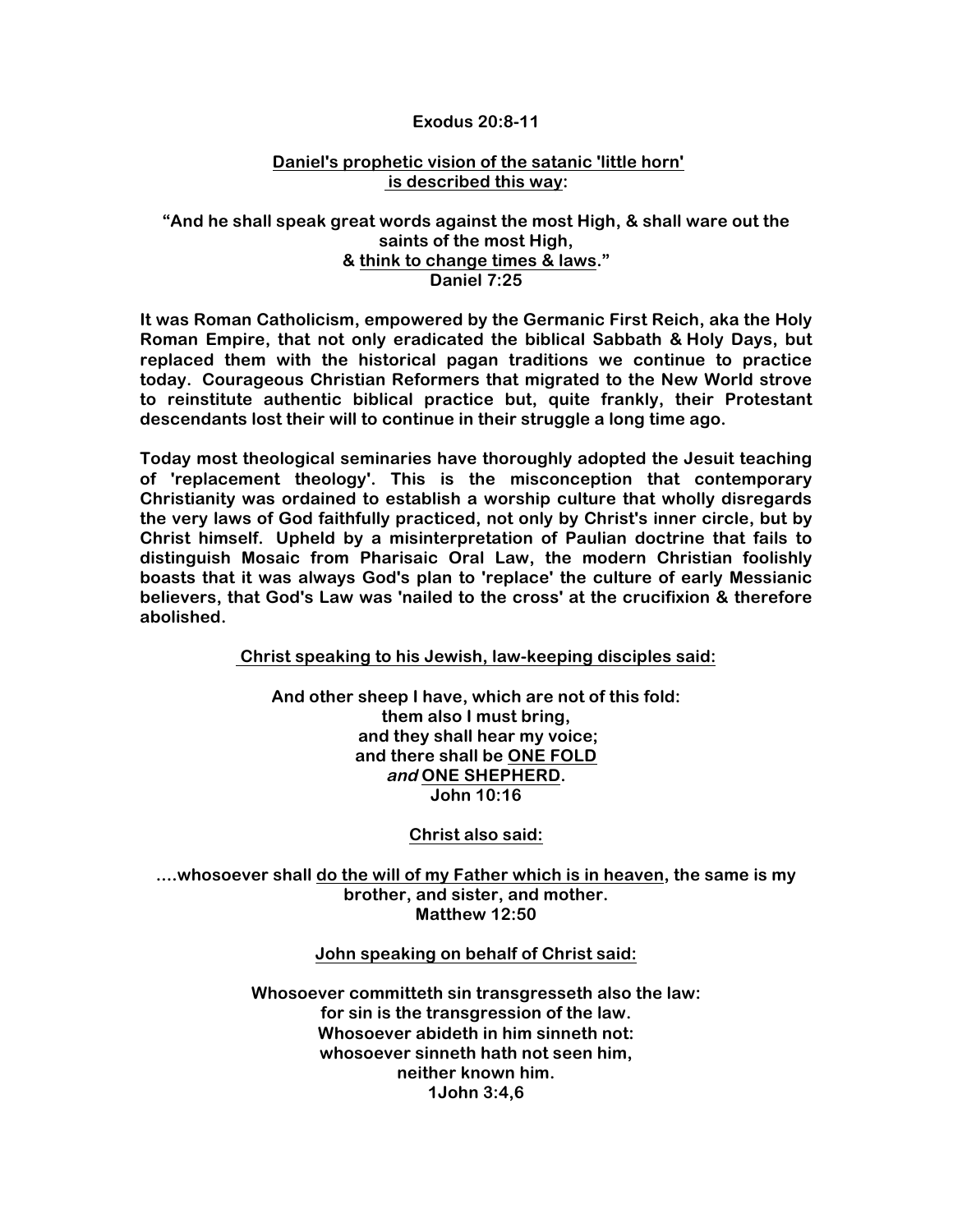**Exodus 20:8-11**

**<u>Daniel's prophetic vision of the satanic 'little horn' is described this way</u>:**

**"And he shall speak great words against the most High, & shall ware out the saints of the most High,**
**& <u>think to change times & laws</u>."**
**Daniel 7:25**

**It was Roman Catholicism, empowered by the Germanic First Reich, aka the Holy Roman Empire, that not only eradicated the biblical Sabbath & Holy Days, but replaced them with the historical pagan traditions we continue to practice today. Courageous Christian Reformers that migrated to the New World strove to reinstitute authentic biblical practice but, quite frankly, their Protestant descendants lost their will to continue in their struggle a long time ago.**

**Today most theological seminaries have thoroughly adopted the Jesuit teaching of 'replacement theology'. This is the misconception that contemporary Christianity was ordained to establish a worship culture that wholly disregards the very laws of God faithfully practiced, not only by Christ's inner circle, but by Christ himself. Upheld by a misinterpretation of Paulian doctrine that fails to distinguish Mosaic from Pharisaic Oral Law, the modern Christian foolishly boasts that it was always God's plan to 'replace' the culture of early Messianic believers, that God's Law was 'nailed to the cross' at the crucifixion & therefore abolished.**

**<u>Christ speaking to his Jewish, law-keeping disciples said:</u>**

**And other sheep I have, which are not of this fold:**
**them also I must bring,**
**and they shall hear my voice;**
**and there shall be <u>ONE FOLD</u>**
***and* <u>ONE SHEPHERD</u>.**
**John 10:16**

**<u>Christ also said:</u>**

**....whosoever shall <u>do the will of my Father which is in heaven</u>, the same is my brother, and sister, and mother.**
**Matthew 12:50**

**<u>John speaking on behalf of Christ said:</u>**

**Whosoever committeth sin transgresseth also the law:**
**for sin is the transgression of the law.**
**Whosoever abideth in him sinneth not:**
**whosoever sinneth hath not seen him,**
**neither known him.**
**1John 3:4,6**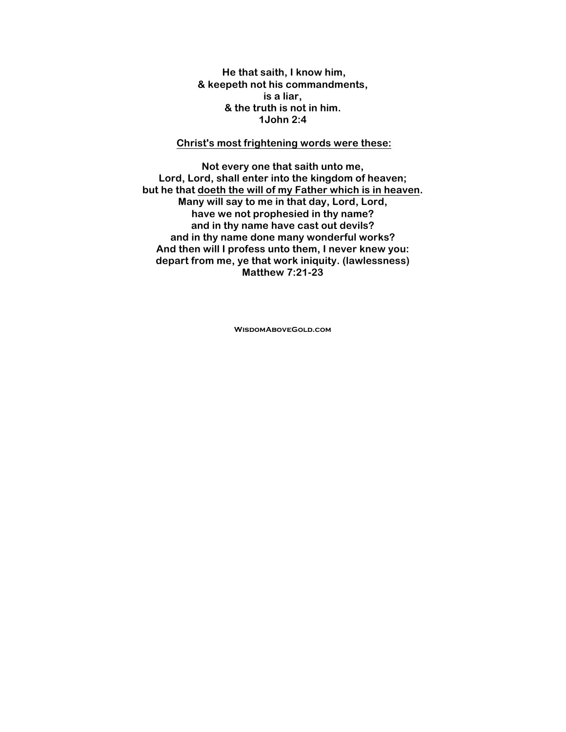**He that saith, I know him,**
**& keepeth not his commandments,**
**is a liar,**
**& the truth is not in him.**
**1John 2:4**

<u>**Christ's most frightening words were these:**</u>

**Not every one that saith unto me,**
**Lord, Lord, shall enter into the kingdom of heaven;**
**but he that <u>doeth the will of my Father which is in heaven</u>.**
**Many will say to me in that day, Lord, Lord,**
**have we not prophesied in thy name?**
**and in thy name have cast out devils?**
**and in thy name done many wonderful works?**
**And then will I profess unto them, I never knew you:**
**depart from me, ye that work iniquity. (lawlessness)**
**Matthew 7:21-23**

**WisdomAboveGold.com**